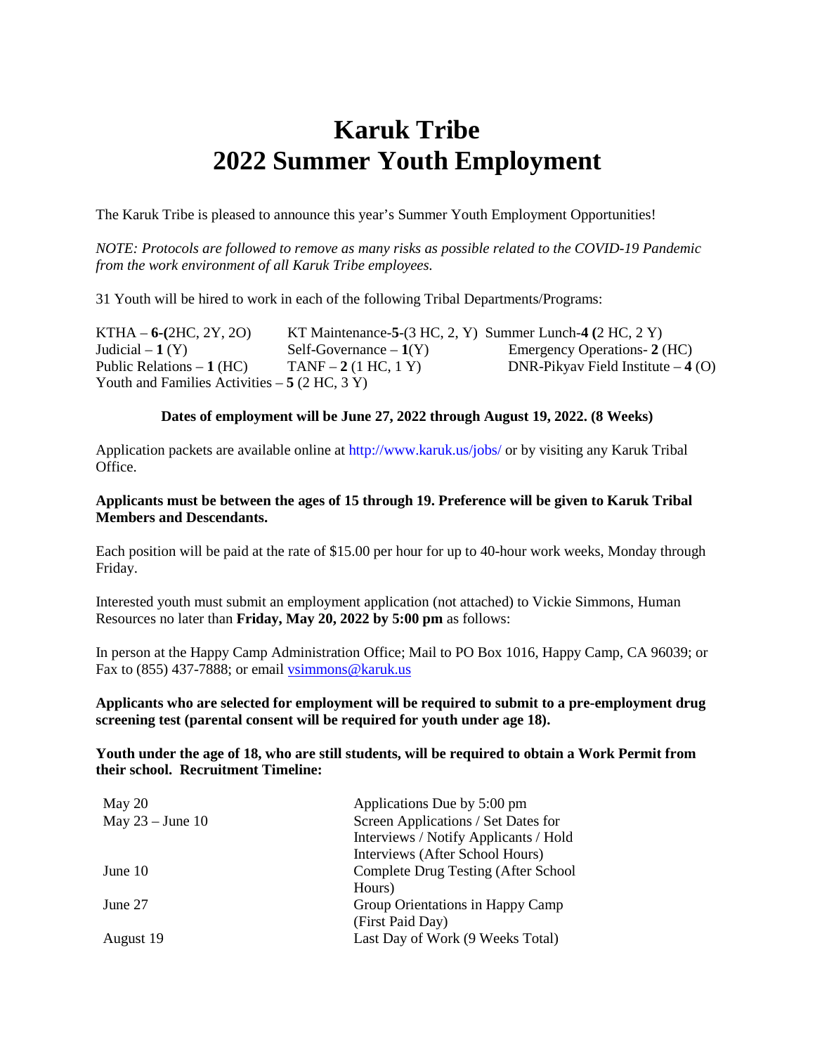# Karuk Tribe
# 2022 Summer Youth Employment

The Karuk Tribe is pleased to announce this year's Summer Youth Employment Opportunities!

*NOTE: Protocols are followed to remove as many risks as possible related to the COVID-19 Pandemic from the work environment of all Karuk Tribe employees.*

31 Youth will be hired to work in each of the following Tribal Departments/Programs:

KTHA – **6-(**2HC, 2Y, 2O)
KT Maintenance-**5**-(3 HC, 2, Y)
Summer Lunch-**4 (**2 HC, 2 Y)
Judicial – **1** (Y)
Self-Governance – **1**(Y)
Emergency Operations- **2** (HC)
Public Relations – **1** (HC)
TANF – **2** (1 HC, 1 Y)
DNR-Pikyav Field Institute – **4** (O)
Youth and Families Activities – **5** (2 HC, 3 Y)

**Dates of employment will be June 27, 2022 through August 19, 2022. (8 Weeks)**

Application packets are available online at http://www.karuk.us/jobs/ or by visiting any Karuk Tribal Office.

**Applicants must be between the ages of 15 through 19. Preference will be given to Karuk Tribal Members and Descendants.**

Each position will be paid at the rate of $15.00 per hour for up to 40-hour work weeks, Monday through Friday.

Interested youth must submit an employment application (not attached) to Vickie Simmons, Human Resources no later than **Friday, May 20, 2022 by 5:00 pm** as follows:

In person at the Happy Camp Administration Office; Mail to PO Box 1016, Happy Camp, CA 96039; or Fax to (855) 437-7888; or email vsimmons@karuk.us

**Applicants who are selected for employment will be required to submit to a pre-employment drug screening test (parental consent will be required for youth under age 18).**

**Youth under the age of 18, who are still students, will be required to obtain a Work Permit from their school. Recruitment Timeline:**

| | |
|---|---|
| May 20 | Applications Due by 5:00 pm |
| May 23 – June 10 | Screen Applications / Set Dates for Interviews / Notify Applicants / Hold Interviews (After School Hours) |
| June 10 | Complete Drug Testing (After School Hours) |
| June 27 | Group Orientations in Happy Camp (First Paid Day) |
| August 19 | Last Day of Work (9 Weeks Total) |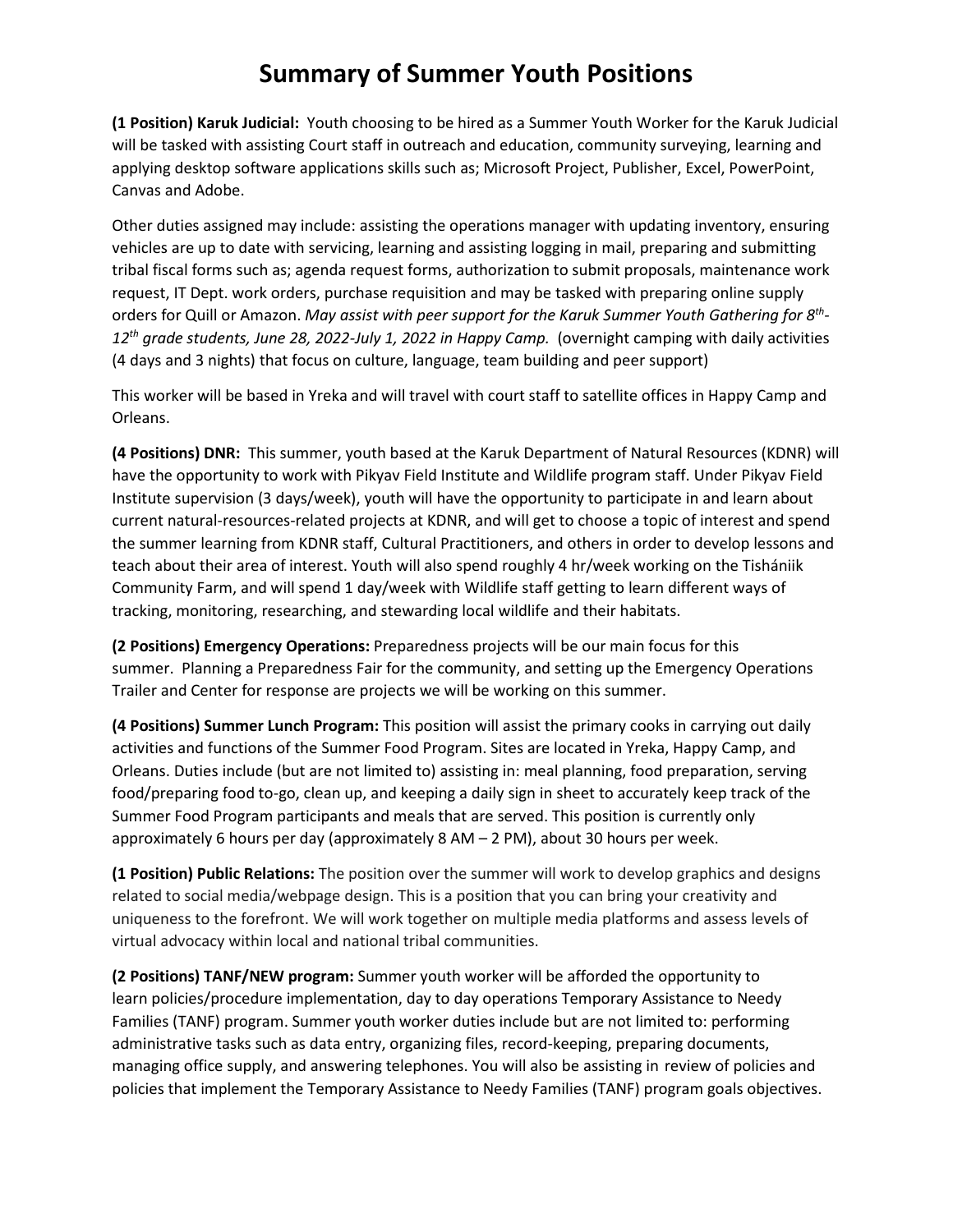# Summary of Summer Youth Positions

**(1 Position) Karuk Judicial:** Youth choosing to be hired as a Summer Youth Worker for the Karuk Judicial will be tasked with assisting Court staff in outreach and education, community surveying, learning and applying desktop software applications skills such as; Microsoft Project, Publisher, Excel, PowerPoint, Canvas and Adobe.

Other duties assigned may include: assisting the operations manager with updating inventory, ensuring vehicles are up to date with servicing, learning and assisting logging in mail, preparing and submitting tribal fiscal forms such as; agenda request forms, authorization to submit proposals, maintenance work request, IT Dept. work orders, purchase requisition and may be tasked with preparing online supply orders for Quill or Amazon. *May assist with peer support for the Karuk Summer Youth Gathering for 8th-12th grade students, June 28, 2022-July 1, 2022 in Happy Camp.* (overnight camping with daily activities (4 days and 3 nights) that focus on culture, language, team building and peer support)

This worker will be based in Yreka and will travel with court staff to satellite offices in Happy Camp and Orleans.

**(4 Positions) DNR:** This summer, youth based at the Karuk Department of Natural Resources (KDNR) will have the opportunity to work with Pikyav Field Institute and Wildlife program staff. Under Pikyav Field Institute supervision (3 days/week), youth will have the opportunity to participate in and learn about current natural-resources-related projects at KDNR, and will get to choose a topic of interest and spend the summer learning from KDNR staff, Cultural Practitioners, and others in order to develop lessons and teach about their area of interest. Youth will also spend roughly 4 hr/week working on the Tishániik Community Farm, and will spend 1 day/week with Wildlife staff getting to learn different ways of tracking, monitoring, researching, and stewarding local wildlife and their habitats.

**(2 Positions) Emergency Operations:** Preparedness projects will be our main focus for this summer. Planning a Preparedness Fair for the community, and setting up the Emergency Operations Trailer and Center for response are projects we will be working on this summer.

**(4 Positions) Summer Lunch Program:** This position will assist the primary cooks in carrying out daily activities and functions of the Summer Food Program. Sites are located in Yreka, Happy Camp, and Orleans. Duties include (but are not limited to) assisting in: meal planning, food preparation, serving food/preparing food to-go, clean up, and keeping a daily sign in sheet to accurately keep track of the Summer Food Program participants and meals that are served. This position is currently only approximately 6 hours per day (approximately 8 AM – 2 PM), about 30 hours per week.

**(1 Position) Public Relations:** The position over the summer will work to develop graphics and designs related to social media/webpage design. This is a position that you can bring your creativity and uniqueness to the forefront. We will work together on multiple media platforms and assess levels of virtual advocacy within local and national tribal communities.

**(2 Positions) TANF/NEW program:** Summer youth worker will be afforded the opportunity to learn policies/procedure implementation, day to day operations Temporary Assistance to Needy Families (TANF) program. Summer youth worker duties include but are not limited to: performing administrative tasks such as data entry, organizing files, record-keeping, preparing documents, managing office supply, and answering telephones. You will also be assisting in review of policies and policies that implement the Temporary Assistance to Needy Families (TANF) program goals objectives.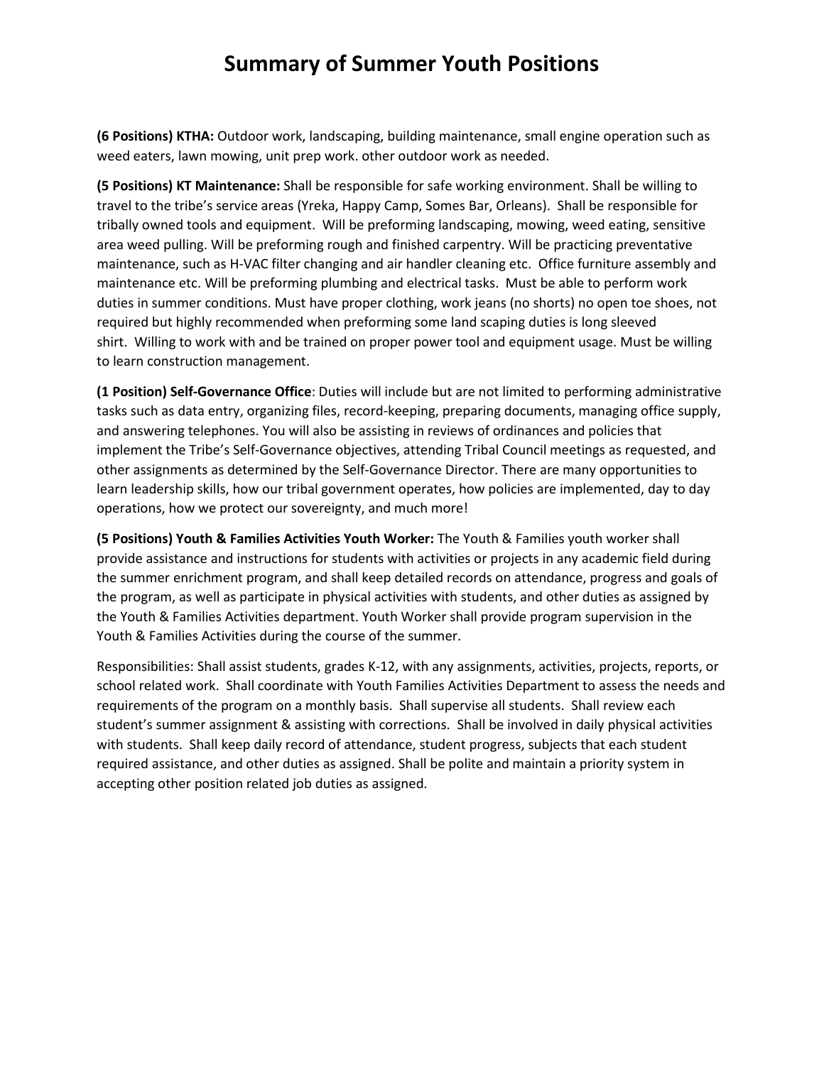# Summary of Summer Youth Positions

**(6 Positions) KTHA:** Outdoor work, landscaping, building maintenance, small engine operation such as weed eaters, lawn mowing, unit prep work. other outdoor work as needed.

**(5 Positions) KT Maintenance:** Shall be responsible for safe working environment. Shall be willing to travel to the tribe's service areas (Yreka, Happy Camp, Somes Bar, Orleans). Shall be responsible for tribally owned tools and equipment. Will be preforming landscaping, mowing, weed eating, sensitive area weed pulling. Will be preforming rough and finished carpentry. Will be practicing preventative maintenance, such as H-VAC filter changing and air handler cleaning etc. Office furniture assembly and maintenance etc. Will be preforming plumbing and electrical tasks. Must be able to perform work duties in summer conditions. Must have proper clothing, work jeans (no shorts) no open toe shoes, not required but highly recommended when preforming some land scaping duties is long sleeved shirt. Willing to work with and be trained on proper power tool and equipment usage. Must be willing to learn construction management.

**(1 Position) Self-Governance Office**: Duties will include but are not limited to performing administrative tasks such as data entry, organizing files, record-keeping, preparing documents, managing office supply, and answering telephones. You will also be assisting in reviews of ordinances and policies that implement the Tribe's Self-Governance objectives, attending Tribal Council meetings as requested, and other assignments as determined by the Self-Governance Director. There are many opportunities to learn leadership skills, how our tribal government operates, how policies are implemented, day to day operations, how we protect our sovereignty, and much more!

**(5 Positions) Youth & Families Activities Youth Worker:** The Youth & Families youth worker shall provide assistance and instructions for students with activities or projects in any academic field during the summer enrichment program, and shall keep detailed records on attendance, progress and goals of the program, as well as participate in physical activities with students, and other duties as assigned by the Youth & Families Activities department. Youth Worker shall provide program supervision in the Youth & Families Activities during the course of the summer.

Responsibilities: Shall assist students, grades K-12, with any assignments, activities, projects, reports, or school related work. Shall coordinate with Youth Families Activities Department to assess the needs and requirements of the program on a monthly basis. Shall supervise all students. Shall review each student's summer assignment & assisting with corrections. Shall be involved in daily physical activities with students. Shall keep daily record of attendance, student progress, subjects that each student required assistance, and other duties as assigned. Shall be polite and maintain a priority system in accepting other position related job duties as assigned.